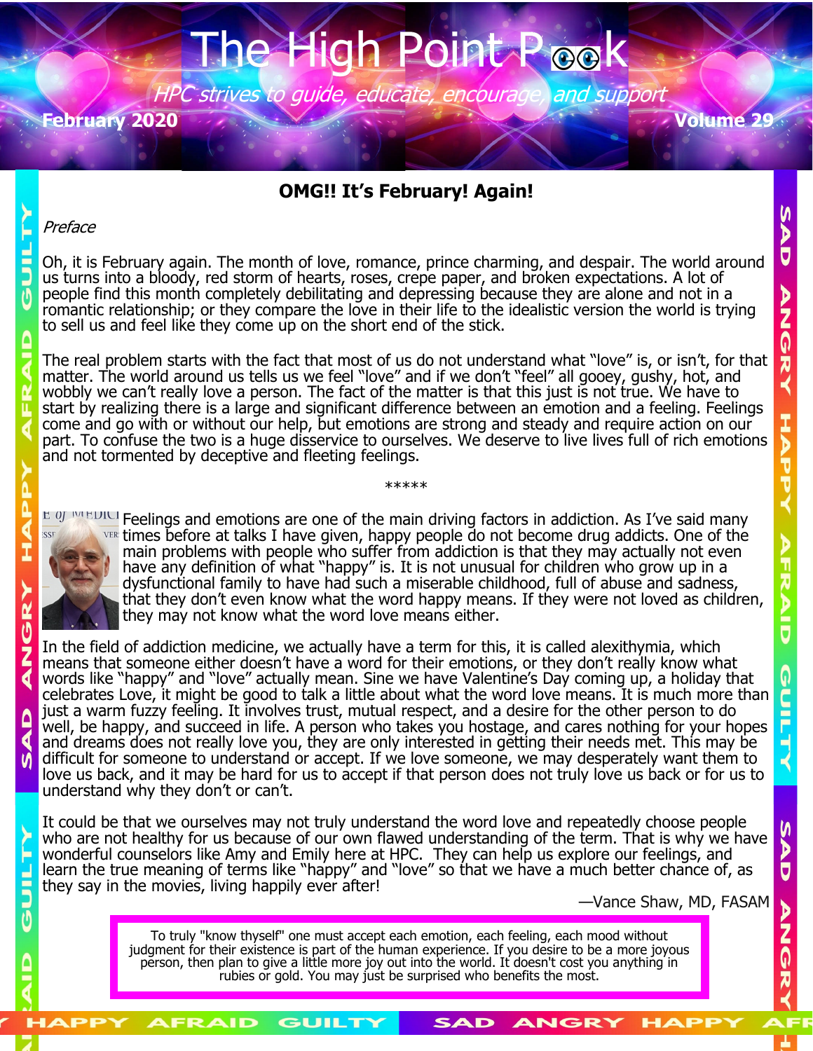# The High Point Peek

*HPC strives to guide, educate, encourage, and support*

February 2020 Volume 29

## OMG!! It's February! Again!

*Preface*

Oh, it is February again. The month of love, romance, prince charming, and despair. The world around us turns into a bloody, red storm of hearts, roses, crepe paper, and broken expectations. A lot of people find this month completely debilitating and depressing because they are alone and not in a romantic relationship; or they compare the love in their life to the idealistic version the world is trying to sell us and feel like they come up on the short end of the stick.

The real problem starts with the fact that most of us do not understand what "love" is, or isn't, for that matter. The world around us tells us we feel "love" and if we don't "feel" all gooey, gushy, hot, and wobbly we can't really love a person. The fact of the matter is that this just is not true. We have to start by realizing there is a large and significant difference between an emotion and a feeling. Feelings come and go with or without our help, but emotions are strong and steady and require action on our part. To confuse the two is a huge disservice to ourselves. We deserve to live lives full of rich emotions and not tormented by deceptive and fleeting feelings.

*****

Feelings and emotions are one of the main driving factors in addiction. As I've said many times before at talks I have given, happy people do not become drug addicts. One of the main problems with people who suffer from addiction is that they may actually not even have any definition of what "happy" is. It is not unusual for children who grow up in a dysfunctional family to have had such a miserable childhood, full of abuse and sadness, that they don't even know what the word happy means. If they were not loved as children, they may not know what the word love means either.

In the field of addiction medicine, we actually have a term for this, it is called alexithymia, which means that someone either doesn't have a word for their emotions, or they don't really know what words like "happy" and "love" actually mean. Sine we have Valentine's Day coming up, a holiday that celebrates Love, it might be good to talk a little about what the word love means. It is much more than just a warm fuzzy feeling. It involves trust, mutual respect, and a desire for the other person to do well, be happy, and succeed in life. A person who takes you hostage, and cares nothing for your hopes and dreams does not really love you, they are only interested in getting their needs met. This may be difficult for someone to understand or accept. If we love someone, we may desperately want them to love us back, and it may be hard for us to accept if that person does not truly love us back or for us to understand why they don't or can't.

It could be that we ourselves may not truly understand the word love and repeatedly choose people who are not healthy for us because of our own flawed understanding of the term. That is why we have wonderful counselors like Amy and Emily here at HPC. They can help us explore our feelings, and learn the true meaning of terms like "happy" and "love" so that we have a much better chance of, as they say in the movies, living happily ever after!

—Vance Shaw, MD, FASAM

> To truly "know thyself" one must accept each emotion, each feeling, each mood without judgment for their existence is part of the human experience. If you desire to be a more joyous person, then plan to give a little more joy out into the world. It doesn't cost you anything in rubies or gold. You may just be surprised who benefits the most.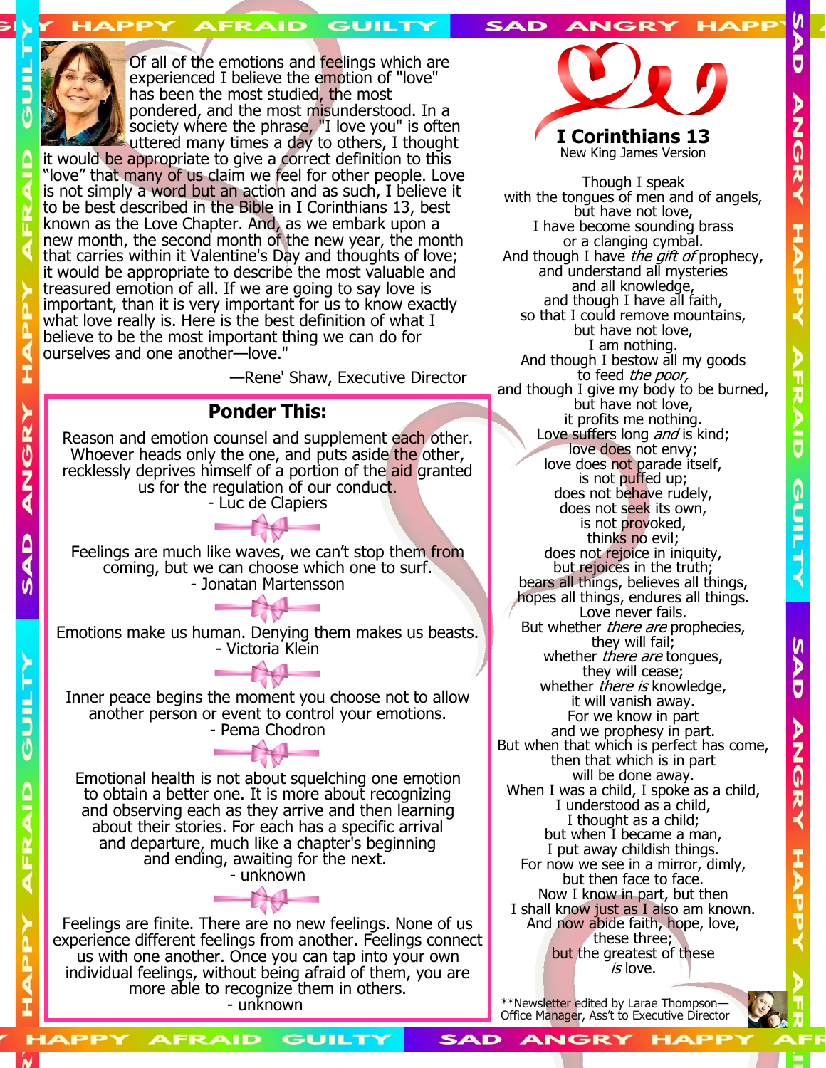Of all of the emotions and feelings which are experienced I believe the emotion of "love" has been the most studied, the most pondered, and the most misunderstood. In a society where the phrase, "I love you" is often uttered many times a day to others, I thought it would be appropriate to give a correct definition to this "love" that many of us claim we feel for other people. Love is not simply a word but an action and as such, I believe it to be best described in the Bible in I Corinthians 13, best known as the Love Chapter. And, as we embark upon a new month, the second month of the new year, the month that carries within it Valentine's Day and thoughts of love; it would be appropriate to describe the most valuable and treasured emotion of all. If we are going to say love is important, than it is very important for us to know exactly what love really is. Here is the best definition of what I believe to be the most important thing we can do for ourselves and one another—love."

—Rene' Shaw, Executive Director

## Ponder This:

Reason and emotion counsel and supplement each other. Whoever heads only the one, and puts aside the other, recklessly deprives himself of a portion of the aid granted us for the regulation of our conduct.
- Luc de Clapiers

Feelings are much like waves, we can't stop them from coming, but we can choose which one to surf.
- Jonatan Martensson

Emotions make us human. Denying them makes us beasts.
- Victoria Klein

Inner peace begins the moment you choose not to allow another person or event to control your emotions.
- Pema Chodron

Emotional health is not about squelching one emotion to obtain a better one. It is more about recognizing and observing each as they arrive and then learning about their stories. For each has a specific arrival and departure, much like a chapter's beginning and ending, awaiting for the next.
- unknown

Feelings are finite. There are no new feelings. None of us experience different feelings from another. Feelings connect us with one another. Once you can tap into your own individual feelings, without being afraid of them, you are more able to recognize them in others.
- unknown

## I Corinthians 13

New King James Version

Though I speak
with the tongues of men and of angels,
but have not love,
I have become sounding brass
or a clanging cymbal.
And though I have *the gift of* prophecy,
and understand all mysteries
and all knowledge,
and though I have all faith,
so that I could remove mountains,
but have not love,
I am nothing.
And though I bestow all my goods
to feed *the poor,*
and though I give my body to be burned,
but have not love,
it profits me nothing.
Love suffers long *and* is kind;
love does not envy;
love does not parade itself,
is not puffed up;
does not behave rudely,
does not seek its own,
is not provoked,
thinks no evil;
does not rejoice in iniquity,
but rejoices in the truth;
bears all things, believes all things,
hopes all things, endures all things.
Love never fails.
But whether *there are* prophecies,
they will fail;
whether *there are* tongues,
they will cease;
whether *there is* knowledge,
it will vanish away.
For we know in part
and we prophesy in part.
But when that which is perfect has come,
then that which is in part
will be done away.
When I was a child, I spoke as a child,
I understood as a child,
I thought as a child;
but when I became a man,
I put away childish things.
For now we see in a mirror, dimly,
but then face to face.
Now I know in part, but then
I shall know just as I also am known.
And now abide faith, hope, love,
these three;
but the greatest of these
*is* love.

**Newsletter edited by Larae Thompson—Office Manager, Ass't to Executive Director